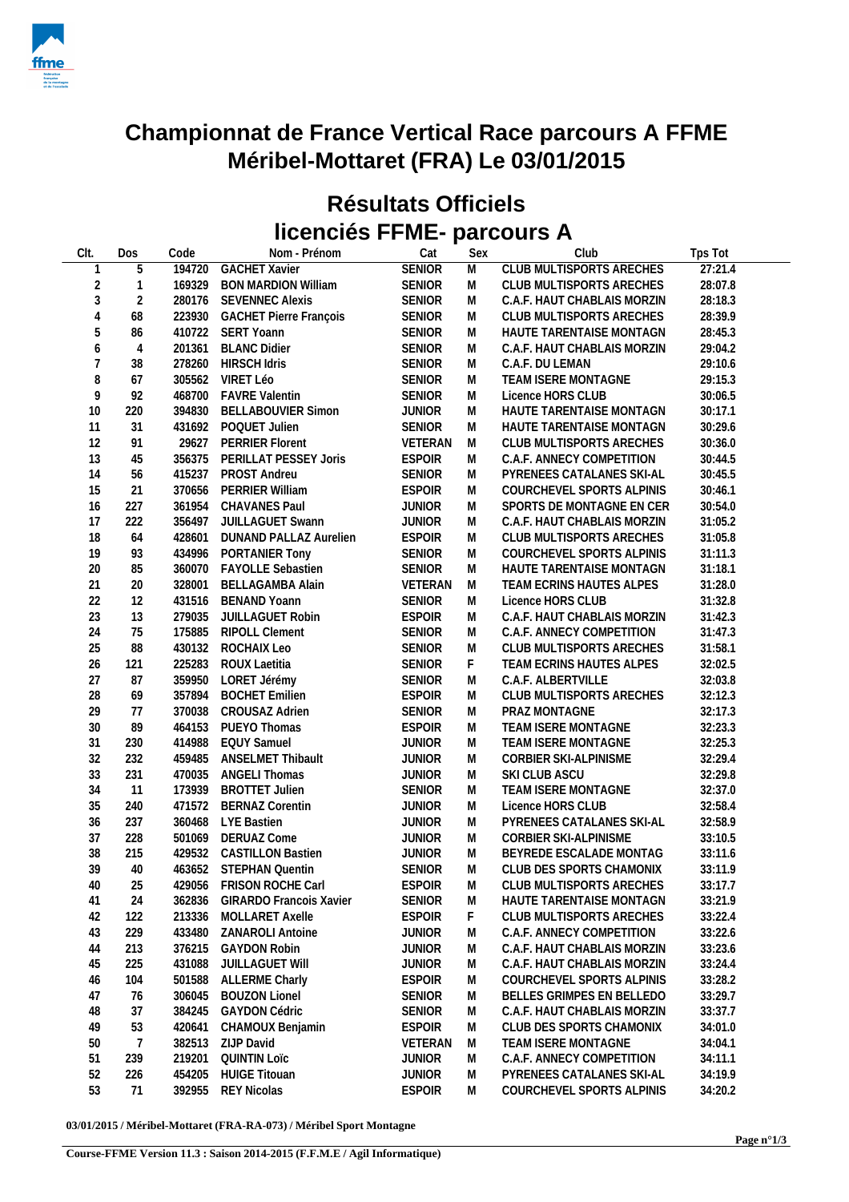# Championnat de France Vertical Race parcours A FFME
# Méribel-Mottaret (FRA) Le 03/01/2015

## Résultats Officiels
## licenciés FFME- parcours A

| Clt. | Dos | Code | Nom - Prénom | Cat | Sex | Club | Tps Tot |
|---|---|---|---|---|---|---|---|
| 1 | 5 | 194720 | GACHET Xavier | SENIOR | M | CLUB MULTISPORTS ARECHES | 27:21.4 |
| 2 | 1 | 169329 | BON MARDION William | SENIOR | M | CLUB MULTISPORTS ARECHES | 28:07.8 |
| 3 | 2 | 280176 | SEVENNEC Alexis | SENIOR | M | C.A.F. HAUT CHABLAIS MORZIN | 28:18.3 |
| 4 | 68 | 223930 | GACHET Pierre François | SENIOR | M | CLUB MULTISPORTS ARECHES | 28:39.9 |
| 5 | 86 | 410722 | SERT Yoann | SENIOR | M | HAUTE TARENTAISE MONTAGN | 28:45.3 |
| 6 | 4 | 201361 | BLANC Didier | SENIOR | M | C.A.F. HAUT CHABLAIS MORZIN | 29:04.2 |
| 7 | 38 | 278260 | HIRSCH Idris | SENIOR | M | C.A.F. DU LEMAN | 29:10.6 |
| 8 | 67 | 305562 | VIRET Léo | SENIOR | M | TEAM ISERE MONTAGNE | 29:15.3 |
| 9 | 92 | 468700 | FAVRE Valentin | SENIOR | M | Licence HORS CLUB | 30:06.5 |
| 10 | 220 | 394830 | BELLABOUVIER Simon | JUNIOR | M | HAUTE TARENTAISE MONTAGN | 30:17.1 |
| 11 | 31 | 431692 | POQUET Julien | SENIOR | M | HAUTE TARENTAISE MONTAGN | 30:29.6 |
| 12 | 91 | 29627 | PERRIER Florent | VETERAN | M | CLUB MULTISPORTS ARECHES | 30:36.0 |
| 13 | 45 | 356375 | PERILLAT PESSEY Joris | ESPOIR | M | C.A.F. ANNECY COMPETITION | 30:44.5 |
| 14 | 56 | 415237 | PROST Andreu | SENIOR | M | PYRENEES CATALANES SKI-AL | 30:45.5 |
| 15 | 21 | 370656 | PERRIER William | ESPOIR | M | COURCHEVEL SPORTS ALPINIS | 30:46.1 |
| 16 | 227 | 361954 | CHAVANES Paul | JUNIOR | M | SPORTS DE MONTAGNE EN CER | 30:54.0 |
| 17 | 222 | 356497 | JUILLAGUET Swann | JUNIOR | M | C.A.F. HAUT CHABLAIS MORZIN | 31:05.2 |
| 18 | 64 | 428601 | DUNAND PALLAZ Aurelien | ESPOIR | M | CLUB MULTISPORTS ARECHES | 31:05.8 |
| 19 | 93 | 434996 | PORTANIER Tony | SENIOR | M | COURCHEVEL SPORTS ALPINIS | 31:11.3 |
| 20 | 85 | 360070 | FAYOLLE Sebastien | SENIOR | M | HAUTE TARENTAISE MONTAGN | 31:18.1 |
| 21 | 20 | 328001 | BELLAGAMBA Alain | VETERAN | M | TEAM ECRINS HAUTES ALPES | 31:28.0 |
| 22 | 12 | 431516 | BENAND Yoann | SENIOR | M | Licence HORS CLUB | 31:32.8 |
| 23 | 13 | 279035 | JUILLAGUET Robin | ESPOIR | M | C.A.F. HAUT CHABLAIS MORZIN | 31:42.3 |
| 24 | 75 | 175885 | RIPOLL Clement | SENIOR | M | C.A.F. ANNECY COMPETITION | 31:47.3 |
| 25 | 88 | 430132 | ROCHAIX Leo | SENIOR | M | CLUB MULTISPORTS ARECHES | 31:58.1 |
| 26 | 121 | 225283 | ROUX Laetitia | SENIOR | F | TEAM ECRINS HAUTES ALPES | 32:02.5 |
| 27 | 87 | 359950 | LORET Jérémy | SENIOR | M | C.A.F. ALBERTVILLE | 32:03.8 |
| 28 | 69 | 357894 | BOCHET Emilien | ESPOIR | M | CLUB MULTISPORTS ARECHES | 32:12.3 |
| 29 | 77 | 370038 | CROUSAZ Adrien | SENIOR | M | PRAZ MONTAGNE | 32:17.3 |
| 30 | 89 | 464153 | PUEYO Thomas | ESPOIR | M | TEAM ISERE MONTAGNE | 32:23.3 |
| 31 | 230 | 414988 | EQUY Samuel | JUNIOR | M | TEAM ISERE MONTAGNE | 32:25.3 |
| 32 | 232 | 459485 | ANSELMET Thibault | JUNIOR | M | CORBIER SKI-ALPINISME | 32:29.4 |
| 33 | 231 | 470035 | ANGELI Thomas | JUNIOR | M | SKI CLUB ASCU | 32:29.8 |
| 34 | 11 | 173939 | BROTTET Julien | SENIOR | M | TEAM ISERE MONTAGNE | 32:37.0 |
| 35 | 240 | 471572 | BERNAZ Corentin | JUNIOR | M | Licence HORS CLUB | 32:58.4 |
| 36 | 237 | 360468 | LYE Bastien | JUNIOR | M | PYRENEES CATALANES SKI-AL | 32:58.9 |
| 37 | 228 | 501069 | DERUAZ Come | JUNIOR | M | CORBIER SKI-ALPINISME | 33:10.5 |
| 38 | 215 | 429532 | CASTILLON Bastien | JUNIOR | M | BEYREDE ESCALADE MONTAG | 33:11.6 |
| 39 | 40 | 463652 | STEPHAN Quentin | SENIOR | M | CLUB DES SPORTS CHAMONIX | 33:11.9 |
| 40 | 25 | 429056 | FRISON ROCHE Carl | ESPOIR | M | CLUB MULTISPORTS ARECHES | 33:17.7 |
| 41 | 24 | 362836 | GIRARDO Francois Xavier | SENIOR | M | HAUTE TARENTAISE MONTAGN | 33:21.9 |
| 42 | 122 | 213336 | MOLLARET Axelle | ESPOIR | F | CLUB MULTISPORTS ARECHES | 33:22.4 |
| 43 | 229 | 433480 | ZANAROLI Antoine | JUNIOR | M | C.A.F. ANNECY COMPETITION | 33:22.6 |
| 44 | 213 | 376215 | GAYDON Robin | JUNIOR | M | C.A.F. HAUT CHABLAIS MORZIN | 33:23.6 |
| 45 | 225 | 431088 | JUILLAGUET Will | JUNIOR | M | C.A.F. HAUT CHABLAIS MORZIN | 33:24.4 |
| 46 | 104 | 501588 | ALLERME Charly | ESPOIR | M | COURCHEVEL SPORTS ALPINIS | 33:28.2 |
| 47 | 76 | 306045 | BOUZON Lionel | SENIOR | M | BELLES GRIMPES EN BELLEDO | 33:29.7 |
| 48 | 37 | 384245 | GAYDON Cédric | SENIOR | M | C.A.F. HAUT CHABLAIS MORZIN | 33:37.7 |
| 49 | 53 | 420641 | CHAMOUX Benjamin | ESPOIR | M | CLUB DES SPORTS CHAMONIX | 34:01.0 |
| 50 | 7 | 382513 | ZIJP David | VETERAN | M | TEAM ISERE MONTAGNE | 34:04.1 |
| 51 | 239 | 219201 | QUINTIN Loïc | JUNIOR | M | C.A.F. ANNECY COMPETITION | 34:11.1 |
| 52 | 226 | 454205 | HUIGE Titouan | JUNIOR | M | PYRENEES CATALANES SKI-AL | 34:19.9 |
| 53 | 71 | 392955 | REY Nicolas | ESPOIR | M | COURCHEVEL SPORTS ALPINIS | 34:20.2 |

**03/01/2015 / Méribel-Mottaret (FRA-RA-073) / Méribel Sport Montagne**

**Course-FFME Version 11.3 : Saison 2014-2015 (F.F.M.E / Agil Informatique)**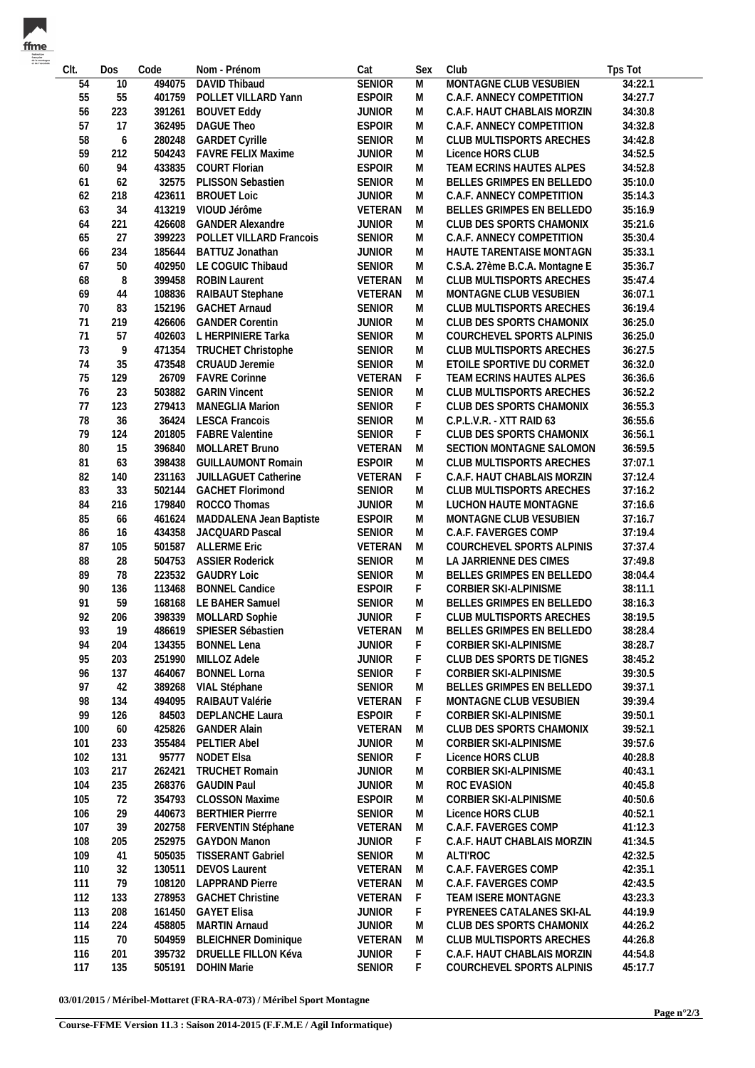| Clt. | Dos | Code | Nom - Prénom | Cat | Sex | Club | Tps Tot |
|---|---|---|---|---|---|---|---|
| 54 | 10 | 494075 | DAVID Thibaud | SENIOR | M | MONTAGNE CLUB VESUBIEN | 34:22.1 |
| 55 | 55 | 401759 | POLLET VILLARD Yann | ESPOIR | M | C.A.F. ANNECY COMPETITION | 34:27.7 |
| 56 | 223 | 391261 | BOUVET Eddy | JUNIOR | M | C.A.F. HAUT CHABLAIS MORZIN | 34:30.8 |
| 57 | 17 | 362495 | DAGUE Theo | ESPOIR | M | C.A.F. ANNECY COMPETITION | 34:32.8 |
| 58 | 6 | 280248 | GARDET Cyrille | SENIOR | M | CLUB MULTISPORTS ARECHES | 34:42.8 |
| 59 | 212 | 504243 | FAVRE FELIX Maxime | JUNIOR | M | Licence HORS CLUB | 34:52.5 |
| 60 | 94 | 433835 | COURT Florian | ESPOIR | M | TEAM ECRINS HAUTES ALPES | 34:52.8 |
| 61 | 62 | 32575 | PLISSON Sebastien | SENIOR | M | BELLES GRIMPES EN BELLEDO | 35:10.0 |
| 62 | 218 | 423611 | BROUET Loic | JUNIOR | M | C.A.F. ANNECY COMPETITION | 35:14.3 |
| 63 | 34 | 413219 | VIOUD Jérôme | VETERAN | M | BELLES GRIMPES EN BELLEDO | 35:16.9 |
| 64 | 221 | 426608 | GANDER Alexandre | JUNIOR | M | CLUB DES SPORTS CHAMONIX | 35:21.6 |
| 65 | 27 | 399223 | POLLET VILLARD Francois | SENIOR | M | C.A.F. ANNECY COMPETITION | 35:30.4 |
| 66 | 234 | 185644 | BATTUZ Jonathan | JUNIOR | M | HAUTE TARENTAISE MONTAGN | 35:33.1 |
| 67 | 50 | 402950 | LE COGUIC Thibaud | SENIOR | M | C.S.A. 27ème B.C.A. Montagne E | 35:36.7 |
| 68 | 8 | 399458 | ROBIN Laurent | VETERAN | M | CLUB MULTISPORTS ARECHES | 35:47.4 |
| 69 | 44 | 108836 | RAIBAUT Stephane | VETERAN | M | MONTAGNE CLUB VESUBIEN | 36:07.1 |
| 70 | 83 | 152196 | GACHET Arnaud | SENIOR | M | CLUB MULTISPORTS ARECHES | 36:19.4 |
| 71 | 219 | 426606 | GANDER Corentin | JUNIOR | M | CLUB DES SPORTS CHAMONIX | 36:25.0 |
| 71 | 57 | 402603 | L HERPINIERE Tarka | SENIOR | M | COURCHEVEL SPORTS ALPINIS | 36:25.0 |
| 73 | 9 | 471354 | TRUCHET Christophe | SENIOR | M | CLUB MULTISPORTS ARECHES | 36:27.5 |
| 74 | 35 | 473548 | CRUAUD Jeremie | SENIOR | M | ETOILE SPORTIVE DU CORMET | 36:32.0 |
| 75 | 129 | 26709 | FAVRE Corinne | VETERAN | F | TEAM ECRINS HAUTES ALPES | 36:36.6 |
| 76 | 23 | 503882 | GARIN Vincent | SENIOR | M | CLUB MULTISPORTS ARECHES | 36:52.2 |
| 77 | 123 | 279413 | MANEGLIA Marion | SENIOR | F | CLUB DES SPORTS CHAMONIX | 36:55.3 |
| 78 | 36 | 36424 | LESCA Francois | SENIOR | M | C.P.L.V.R. - XTT RAID 63 | 36:55.6 |
| 79 | 124 | 201805 | FABRE Valentine | SENIOR | F | CLUB DES SPORTS CHAMONIX | 36:56.1 |
| 80 | 15 | 396840 | MOLLARET Bruno | VETERAN | M | SECTION MONTAGNE SALOMON | 36:59.5 |
| 81 | 63 | 398438 | GUILLAUMONT Romain | ESPOIR | M | CLUB MULTISPORTS ARECHES | 37:07.1 |
| 82 | 140 | 231163 | JUILLAGUET Catherine | VETERAN | F | C.A.F. HAUT CHABLAIS MORZIN | 37:12.4 |
| 83 | 33 | 502144 | GACHET Florimond | SENIOR | M | CLUB MULTISPORTS ARECHES | 37:16.2 |
| 84 | 216 | 179840 | ROCCO Thomas | JUNIOR | M | LUCHON HAUTE MONTAGNE | 37:16.6 |
| 85 | 66 | 461624 | MADDALENA Jean Baptiste | ESPOIR | M | MONTAGNE CLUB VESUBIEN | 37:16.7 |
| 86 | 16 | 434358 | JACQUARD Pascal | SENIOR | M | C.A.F. FAVERGES COMP | 37:19.4 |
| 87 | 105 | 501587 | ALLERME Eric | VETERAN | M | COURCHEVEL SPORTS ALPINIS | 37:37.4 |
| 88 | 28 | 504753 | ASSIER Roderick | SENIOR | M | LA JARRIENNE DES CIMES | 37:49.8 |
| 89 | 78 | 223532 | GAUDRY Loic | SENIOR | M | BELLES GRIMPES EN BELLEDO | 38:04.4 |
| 90 | 136 | 113468 | BONNEL Candice | ESPOIR | F | CORBIER SKI-ALPINISME | 38:11.1 |
| 91 | 59 | 168168 | LE BAHER Samuel | SENIOR | M | BELLES GRIMPES EN BELLEDO | 38:16.3 |
| 92 | 206 | 398339 | MOLLARD Sophie | JUNIOR | F | CLUB MULTISPORTS ARECHES | 38:19.5 |
| 93 | 19 | 486619 | SPIESER Sébastien | VETERAN | M | BELLES GRIMPES EN BELLEDO | 38:28.4 |
| 94 | 204 | 134355 | BONNEL Lena | JUNIOR | F | CORBIER SKI-ALPINISME | 38:28.7 |
| 95 | 203 | 251990 | MILLOZ Adele | JUNIOR | F | CLUB DES SPORTS DE TIGNES | 38:45.2 |
| 96 | 137 | 464067 | BONNEL Lorna | SENIOR | F | CORBIER SKI-ALPINISME | 39:30.5 |
| 97 | 42 | 389268 | VIAL Stéphane | SENIOR | M | BELLES GRIMPES EN BELLEDO | 39:37.1 |
| 98 | 134 | 494095 | RAIBAUT Valérie | VETERAN | F | MONTAGNE CLUB VESUBIEN | 39:39.4 |
| 99 | 126 | 84503 | DEPLANCHE Laura | ESPOIR | F | CORBIER SKI-ALPINISME | 39:50.1 |
| 100 | 60 | 425826 | GANDER Alain | VETERAN | M | CLUB DES SPORTS CHAMONIX | 39:52.1 |
| 101 | 233 | 355484 | PELTIER Abel | JUNIOR | M | CORBIER SKI-ALPINISME | 39:57.6 |
| 102 | 131 | 95777 | NODET Elsa | SENIOR | F | Licence HORS CLUB | 40:28.8 |
| 103 | 217 | 262421 | TRUCHET Romain | JUNIOR | M | CORBIER SKI-ALPINISME | 40:43.1 |
| 104 | 235 | 268376 | GAUDIN Paul | JUNIOR | M | ROC EVASION | 40:45.8 |
| 105 | 72 | 354793 | CLOSSON Maxime | ESPOIR | M | CORBIER SKI-ALPINISME | 40:50.6 |
| 106 | 29 | 440673 | BERTHIER Pierrre | SENIOR | M | Licence HORS CLUB | 40:52.1 |
| 107 | 39 | 202758 | FERVENTIN Stéphane | VETERAN | M | C.A.F. FAVERGES COMP | 41:12.3 |
| 108 | 205 | 252975 | GAYDON Manon | JUNIOR | F | C.A.F. HAUT CHABLAIS MORZIN | 41:34.5 |
| 109 | 41 | 505035 | TISSERANT Gabriel | SENIOR | M | ALTI'ROC | 42:32.5 |
| 110 | 32 | 130511 | DEVOS Laurent | VETERAN | M | C.A.F. FAVERGES COMP | 42:35.1 |
| 111 | 79 | 108120 | LAPPRAND Pierre | VETERAN | M | C.A.F. FAVERGES COMP | 42:43.5 |
| 112 | 133 | 278953 | GACHET Christine | VETERAN | F | TEAM ISERE MONTAGNE | 43:23.3 |
| 113 | 208 | 161450 | GAYET Elisa | JUNIOR | F | PYRENEES CATALANES SKI-AL | 44:19.9 |
| 114 | 224 | 458805 | MARTIN Arnaud | JUNIOR | M | CLUB DES SPORTS CHAMONIX | 44:26.2 |
| 115 | 70 | 504959 | BLEICHNER Dominique | VETERAN | M | CLUB MULTISPORTS ARECHES | 44:26.8 |
| 116 | 201 | 395732 | DRUELLE FILLON Kéva | JUNIOR | F | C.A.F. HAUT CHABLAIS MORZIN | 44:54.8 |
| 117 | 135 | 505191 | DOHIN Marie | SENIOR | F | COURCHEVEL SPORTS ALPINIS | 45:17.7 |

**03/01/2015 / Méribel-Mottaret (FRA-RA-073) / Méribel Sport Montagne**

**Course-FFME Version 11.3 : Saison 2014-2015 (F.F.M.E / Agil Informatique)**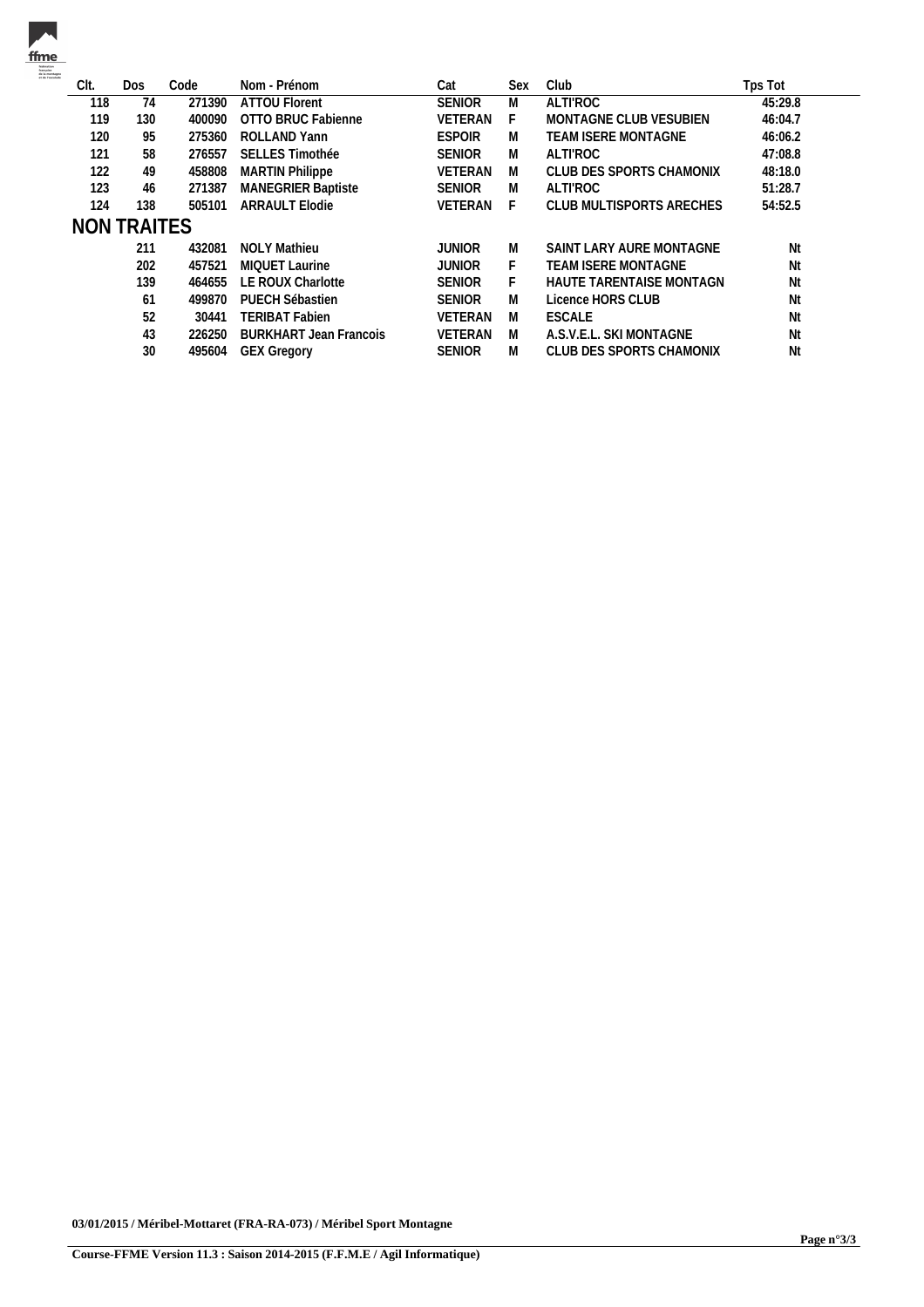| Clt. | Dos | Code | Nom - Prénom | Cat | Sex | Club | Tps Tot |
|---|---|---|---|---|---|---|---|
| 118 | 74 | 271390 | ATTOU Florent | SENIOR | M | ALTI'ROC | 45:29.8 |
| 119 | 130 | 400090 | OTTO BRUC Fabienne | VETERAN | F | MONTAGNE CLUB VESUBIEN | 46:04.7 |
| 120 | 95 | 275360 | ROLLAND Yann | ESPOIR | M | TEAM ISERE MONTAGNE | 46:06.2 |
| 121 | 58 | 276557 | SELLES Timothée | SENIOR | M | ALTI'ROC | 47:08.8 |
| 122 | 49 | 458808 | MARTIN Philippe | VETERAN | M | CLUB DES SPORTS CHAMONIX | 48:18.0 |
| 123 | 46 | 271387 | MANEGRIER Baptiste | SENIOR | M | ALTI'ROC | 51:28.7 |
| 124 | 138 | 505101 | ARRAULT Elodie | VETERAN | F | CLUB MULTISPORTS ARECHES | 54:52.5 |

## NON TRAITES

| Clt. | Dos | Code | Nom - Prénom | Cat | Sex | Club | Tps Tot |
|---|---|---|---|---|---|---|---|
| | 211 | 432081 | NOLY Mathieu | JUNIOR | M | SAINT LARY AURE MONTAGNE | Nt |
| | 202 | 457521 | MIQUET Laurine | JUNIOR | F | TEAM ISERE MONTAGNE | Nt |
| | 139 | 464655 | LE ROUX Charlotte | SENIOR | F | HAUTE TARENTAISE MONTAGN | Nt |
| | 61 | 499870 | PUECH Sébastien | SENIOR | M | Licence HORS CLUB | Nt |
| | 52 | 30441 | TERIBAT Fabien | VETERAN | M | ESCALE | Nt |
| | 43 | 226250 | BURKHART Jean Francois | VETERAN | M | A.S.V.E.L. SKI MONTAGNE | Nt |
| | 30 | 495604 | GEX Gregory | SENIOR | M | CLUB DES SPORTS CHAMONIX | Nt |

**03/01/2015 / Méribel-Mottaret (FRA-RA-073) / Méribel Sport Montagne**

**Course-FFME Version 11.3 : Saison 2014-2015 (F.F.M.E / Agil Informatique)**